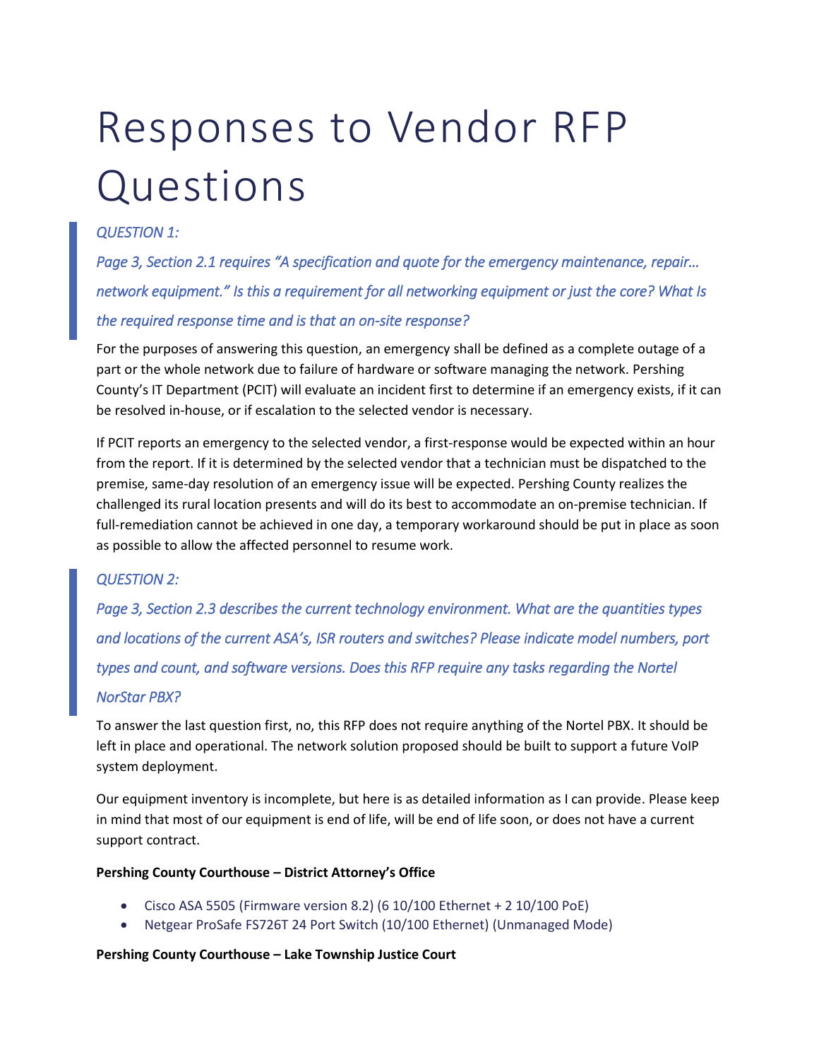# Responses to Vendor RFP Questions

> *QUESTION 1:*
>
> *Page 3, Section 2.1 requires "A specification and quote for the emergency maintenance, repair… network equipment." Is this a requirement for all networking equipment or just the core? What Is the required response time and is that an on-site response?*

For the purposes of answering this question, an emergency shall be defined as a complete outage of a part or the whole network due to failure of hardware or software managing the network. Pershing County's IT Department (PCIT) will evaluate an incident first to determine if an emergency exists, if it can be resolved in-house, or if escalation to the selected vendor is necessary.

If PCIT reports an emergency to the selected vendor, a first-response would be expected within an hour from the report. If it is determined by the selected vendor that a technician must be dispatched to the premise, same-day resolution of an emergency issue will be expected. Pershing County realizes the challenged its rural location presents and will do its best to accommodate an on-premise technician. If full-remediation cannot be achieved in one day, a temporary workaround should be put in place as soon as possible to allow the affected personnel to resume work.

> *QUESTION 2:*
>
> *Page 3, Section 2.3 describes the current technology environment. What are the quantities types and locations of the current ASA's, ISR routers and switches? Please indicate model numbers, port types and count, and software versions. Does this RFP require any tasks regarding the Nortel NorStar PBX?*

To answer the last question first, no, this RFP does not require anything of the Nortel PBX. It should be left in place and operational. The network solution proposed should be built to support a future VoIP system deployment.

Our equipment inventory is incomplete, but here is as detailed information as I can provide. Please keep in mind that most of our equipment is end of life, will be end of life soon, or does not have a current support contract.

**Pershing County Courthouse – District Attorney's Office**

- Cisco ASA 5505 (Firmware version 8.2) (6 10/100 Ethernet + 2 10/100 PoE)
- Netgear ProSafe FS726T 24 Port Switch (10/100 Ethernet) (Unmanaged Mode)

**Pershing County Courthouse – Lake Township Justice Court**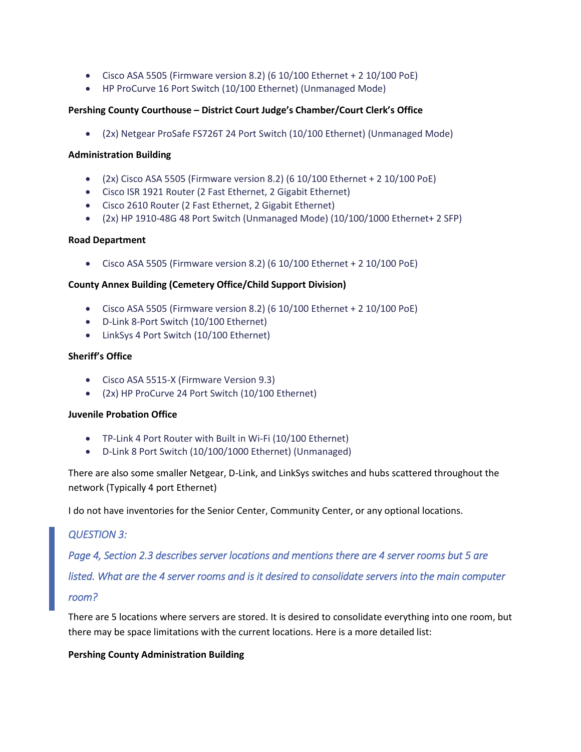- Cisco ASA 5505 (Firmware version 8.2) (6 10/100 Ethernet + 2 10/100 PoE)
- HP ProCurve 16 Port Switch (10/100 Ethernet) (Unmanaged Mode)

**Pershing County Courthouse – District Court Judge's Chamber/Court Clerk's Office**

- (2x) Netgear ProSafe FS726T 24 Port Switch (10/100 Ethernet) (Unmanaged Mode)

**Administration Building**

- (2x) Cisco ASA 5505 (Firmware version 8.2) (6 10/100 Ethernet + 2 10/100 PoE)
- Cisco ISR 1921 Router (2 Fast Ethernet, 2 Gigabit Ethernet)
- Cisco 2610 Router (2 Fast Ethernet, 2 Gigabit Ethernet)
- (2x) HP 1910-48G 48 Port Switch (Unmanaged Mode) (10/100/1000 Ethernet+ 2 SFP)

**Road Department**

- Cisco ASA 5505 (Firmware version 8.2) (6 10/100 Ethernet + 2 10/100 PoE)

**County Annex Building (Cemetery Office/Child Support Division)**

- Cisco ASA 5505 (Firmware version 8.2) (6 10/100 Ethernet + 2 10/100 PoE)
- D-Link 8-Port Switch (10/100 Ethernet)
- LinkSys 4 Port Switch (10/100 Ethernet)

**Sheriff's Office**

- Cisco ASA 5515-X (Firmware Version 9.3)
- (2x) HP ProCurve 24 Port Switch (10/100 Ethernet)

**Juvenile Probation Office**

- TP-Link 4 Port Router with Built in Wi-Fi (10/100 Ethernet)
- D-Link 8 Port Switch (10/100/1000 Ethernet) (Unmanaged)

There are also some smaller Netgear, D-Link, and LinkSys switches and hubs scattered throughout the network (Typically 4 port Ethernet)

I do not have inventories for the Senior Center, Community Center, or any optional locations.

> *QUESTION 3:*
>
> *Page 4, Section 2.3 describes server locations and mentions there are 4 server rooms but 5 are listed. What are the 4 server rooms and is it desired to consolidate servers into the main computer room?*

There are 5 locations where servers are stored. It is desired to consolidate everything into one room, but there may be space limitations with the current locations. Here is a more detailed list:

**Pershing County Administration Building**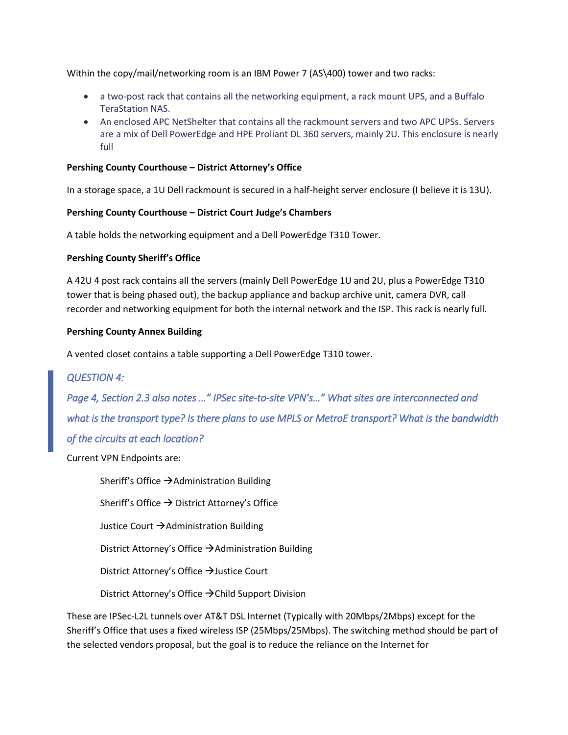Within the copy/mail/networking room is an IBM Power 7 (AS\400) tower and two racks:

- a two-post rack that contains all the networking equipment, a rack mount UPS, and a Buffalo TeraStation NAS.
- An enclosed APC NetShelter that contains all the rackmount servers and two APC UPSs. Servers are a mix of Dell PowerEdge and HPE Proliant DL 360 servers, mainly 2U. This enclosure is nearly full

**Pershing County Courthouse – District Attorney's Office**

In a storage space, a 1U Dell rackmount is secured in a half-height server enclosure (I believe it is 13U).

**Pershing County Courthouse – District Court Judge's Chambers**

A table holds the networking equipment and a Dell PowerEdge T310 Tower.

**Pershing County Sheriff's Office**

A 42U 4 post rack contains all the servers (mainly Dell PowerEdge 1U and 2U, plus a PowerEdge T310 tower that is being phased out), the backup appliance and backup archive unit, camera DVR, call recorder and networking equipment for both the internal network and the ISP. This rack is nearly full.

**Pershing County Annex Building**

A vented closet contains a table supporting a Dell PowerEdge T310 tower.

> *QUESTION 4:*
>
> *Page 4, Section 2.3 also notes ..." IPSec site-to-site VPN's..." What sites are interconnected and what is the transport type? Is there plans to use MPLS or MetroE transport? What is the bandwidth of the circuits at each location?*

Current VPN Endpoints are:

Sheriff's Office →Administration Building

Sheriff's Office → District Attorney's Office

Justice Court →Administration Building

District Attorney's Office →Administration Building

District Attorney's Office →Justice Court

District Attorney's Office →Child Support Division

These are IPSec-L2L tunnels over AT&T DSL Internet (Typically with 20Mbps/2Mbps) except for the Sheriff's Office that uses a fixed wireless ISP (25Mbps/25Mbps). The switching method should be part of the selected vendors proposal, but the goal is to reduce the reliance on the Internet for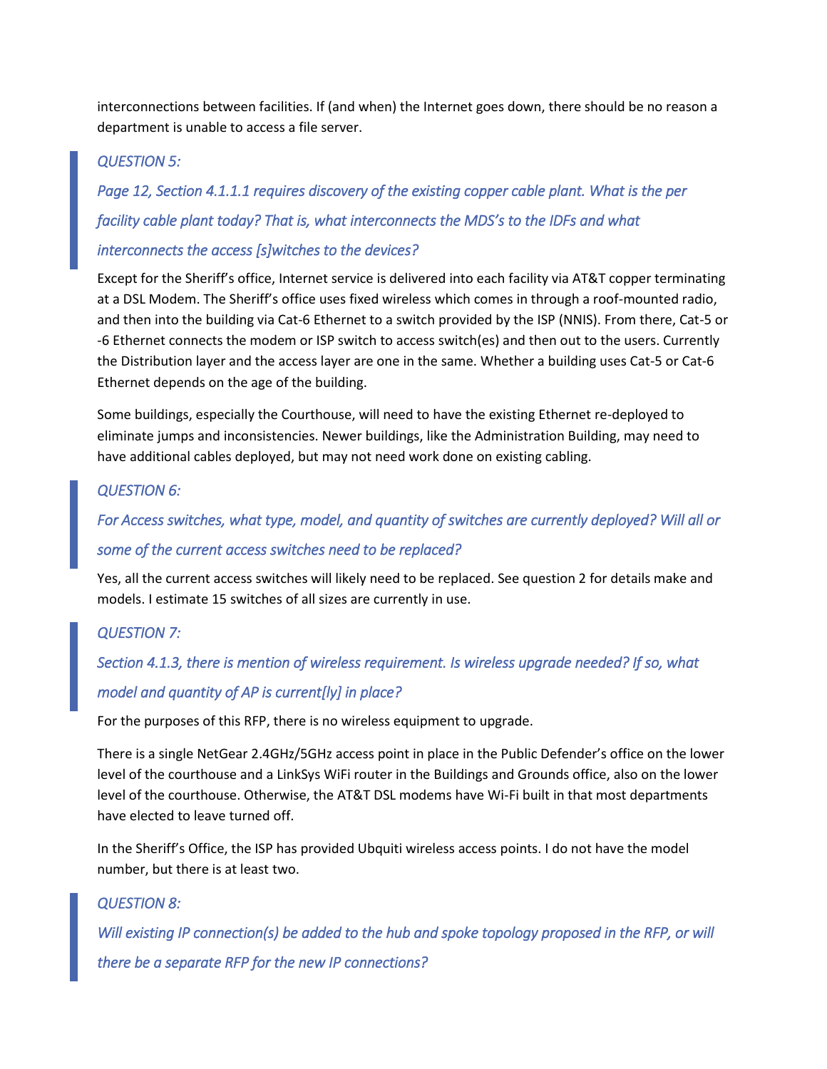interconnections between facilities. If (and when) the Internet goes down, there should be no reason a department is unable to access a file server.

> *QUESTION 5:*
>
> *Page 12, Section 4.1.1.1 requires discovery of the existing copper cable plant. What is the per facility cable plant today? That is, what interconnects the MDS's to the IDFs and what interconnects the access [s]witches to the devices?*

Except for the Sheriff's office, Internet service is delivered into each facility via AT&T copper terminating at a DSL Modem. The Sheriff's office uses fixed wireless which comes in through a roof-mounted radio, and then into the building via Cat-6 Ethernet to a switch provided by the ISP (NNIS). From there, Cat-5 or -6 Ethernet connects the modem or ISP switch to access switch(es) and then out to the users. Currently the Distribution layer and the access layer are one in the same. Whether a building uses Cat-5 or Cat-6 Ethernet depends on the age of the building.

Some buildings, especially the Courthouse, will need to have the existing Ethernet re-deployed to eliminate jumps and inconsistencies. Newer buildings, like the Administration Building, may need to have additional cables deployed, but may not need work done on existing cabling.

> *QUESTION 6:*
>
> *For Access switches, what type, model, and quantity of switches are currently deployed? Will all or some of the current access switches need to be replaced?*

Yes, all the current access switches will likely need to be replaced. See question 2 for details make and models. I estimate 15 switches of all sizes are currently in use.

> *QUESTION 7:*
>
> *Section 4.1.3, there is mention of wireless requirement. Is wireless upgrade needed? If so, what model and quantity of AP is current[ly] in place?*

For the purposes of this RFP, there is no wireless equipment to upgrade.

There is a single NetGear 2.4GHz/5GHz access point in place in the Public Defender's office on the lower level of the courthouse and a LinkSys WiFi router in the Buildings and Grounds office, also on the lower level of the courthouse. Otherwise, the AT&T DSL modems have Wi-Fi built in that most departments have elected to leave turned off.

In the Sheriff's Office, the ISP has provided Ubiquiti wireless access points. I do not have the model number, but there is at least two.

> *QUESTION 8:*
>
> *Will existing IP connection(s) be added to the hub and spoke topology proposed in the RFP, or will there be a separate RFP for the new IP connections?*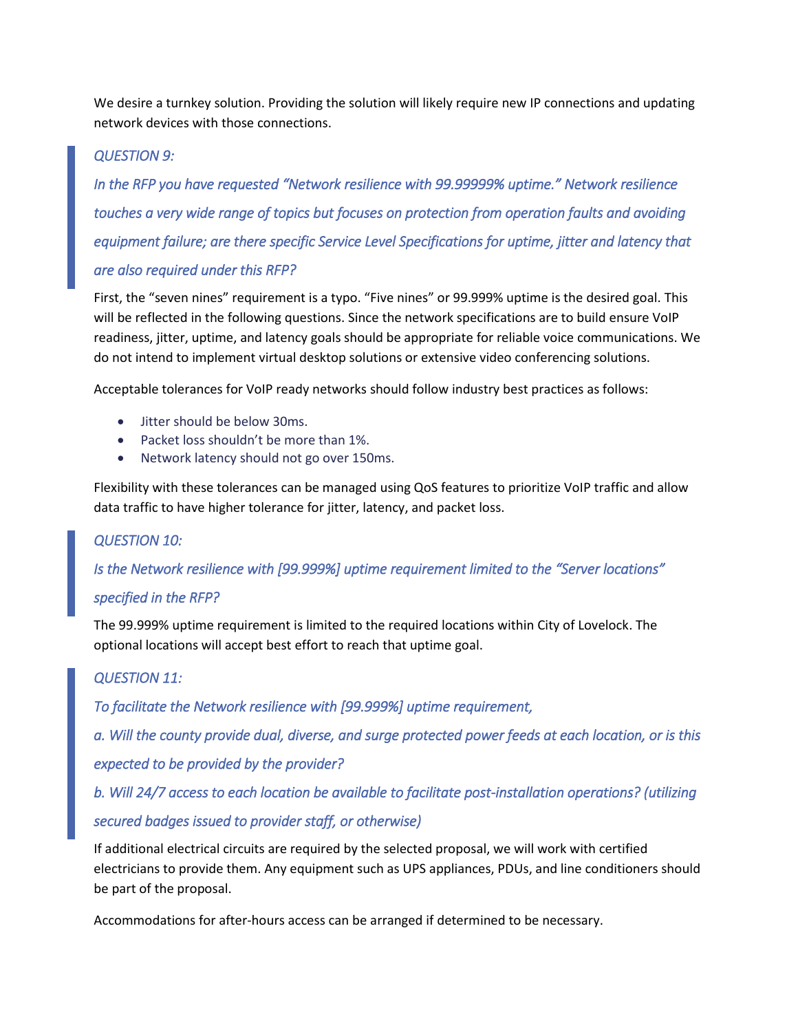We desire a turnkey solution. Providing the solution will likely require new IP connections and updating network devices with those connections.

> *QUESTION 9:*
>
> *In the RFP you have requested "Network resilience with 99.99999% uptime." Network resilience touches a very wide range of topics but focuses on protection from operation faults and avoiding equipment failure; are there specific Service Level Specifications for uptime, jitter and latency that are also required under this RFP?*

First, the "seven nines" requirement is a typo. "Five nines" or 99.999% uptime is the desired goal. This will be reflected in the following questions. Since the network specifications are to build ensure VoIP readiness, jitter, uptime, and latency goals should be appropriate for reliable voice communications. We do not intend to implement virtual desktop solutions or extensive video conferencing solutions.

Acceptable tolerances for VoIP ready networks should follow industry best practices as follows:

- Jitter should be below 30ms.
- Packet loss shouldn't be more than 1%.
- Network latency should not go over 150ms.

Flexibility with these tolerances can be managed using QoS features to prioritize VoIP traffic and allow data traffic to have higher tolerance for jitter, latency, and packet loss.

> *QUESTION 10:*
>
> *Is the Network resilience with [99.999%] uptime requirement limited to the "Server locations" specified in the RFP?*

The 99.999% uptime requirement is limited to the required locations within City of Lovelock. The optional locations will accept best effort to reach that uptime goal.

> *QUESTION 11:*
>
> *To facilitate the Network resilience with [99.999%] uptime requirement,*
>
> *a. Will the county provide dual, diverse, and surge protected power feeds at each location, or is this expected to be provided by the provider?*
>
> *b. Will 24/7 access to each location be available to facilitate post-installation operations? (utilizing secured badges issued to provider staff, or otherwise)*

If additional electrical circuits are required by the selected proposal, we will work with certified electricians to provide them. Any equipment such as UPS appliances, PDUs, and line conditioners should be part of the proposal.

Accommodations for after-hours access can be arranged if determined to be necessary.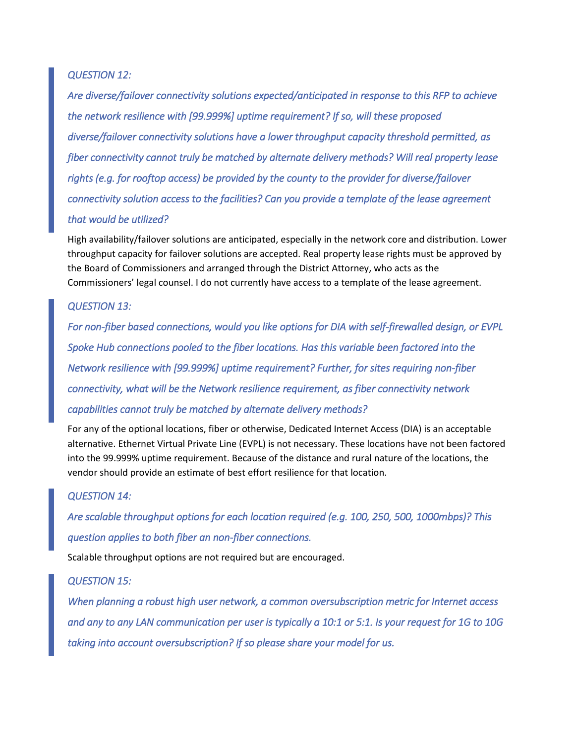> *QUESTION 12:*
>
> *Are diverse/failover connectivity solutions expected/anticipated in response to this RFP to achieve the network resilience with [99.999%] uptime requirement? If so, will these proposed diverse/failover connectivity solutions have a lower throughput capacity threshold permitted, as fiber connectivity cannot truly be matched by alternate delivery methods? Will real property lease rights (e.g. for rooftop access) be provided by the county to the provider for diverse/failover connectivity solution access to the facilities? Can you provide a template of the lease agreement that would be utilized?*

High availability/failover solutions are anticipated, especially in the network core and distribution. Lower throughput capacity for failover solutions are accepted. Real property lease rights must be approved by the Board of Commissioners and arranged through the District Attorney, who acts as the Commissioners' legal counsel. I do not currently have access to a template of the lease agreement.

> *QUESTION 13:*
>
> *For non-fiber based connections, would you like options for DIA with self-firewalled design, or EVPL Spoke Hub connections pooled to the fiber locations. Has this variable been factored into the Network resilience with [99.999%] uptime requirement? Further, for sites requiring non-fiber connectivity, what will be the Network resilience requirement, as fiber connectivity network capabilities cannot truly be matched by alternate delivery methods?*

For any of the optional locations, fiber or otherwise, Dedicated Internet Access (DIA) is an acceptable alternative. Ethernet Virtual Private Line (EVPL) is not necessary. These locations have not been factored into the 99.999% uptime requirement. Because of the distance and rural nature of the locations, the vendor should provide an estimate of best effort resilience for that location.

> *QUESTION 14:*
>
> *Are scalable throughput options for each location required (e.g. 100, 250, 500, 1000mbps)? This question applies to both fiber an non-fiber connections.*

Scalable throughput options are not required but are encouraged.

> *QUESTION 15:*
>
> *When planning a robust high user network, a common oversubscription metric for Internet access and any to any LAN communication per user is typically a 10:1 or 5:1. Is your request for 1G to 10G taking into account oversubscription? If so please share your model for us.*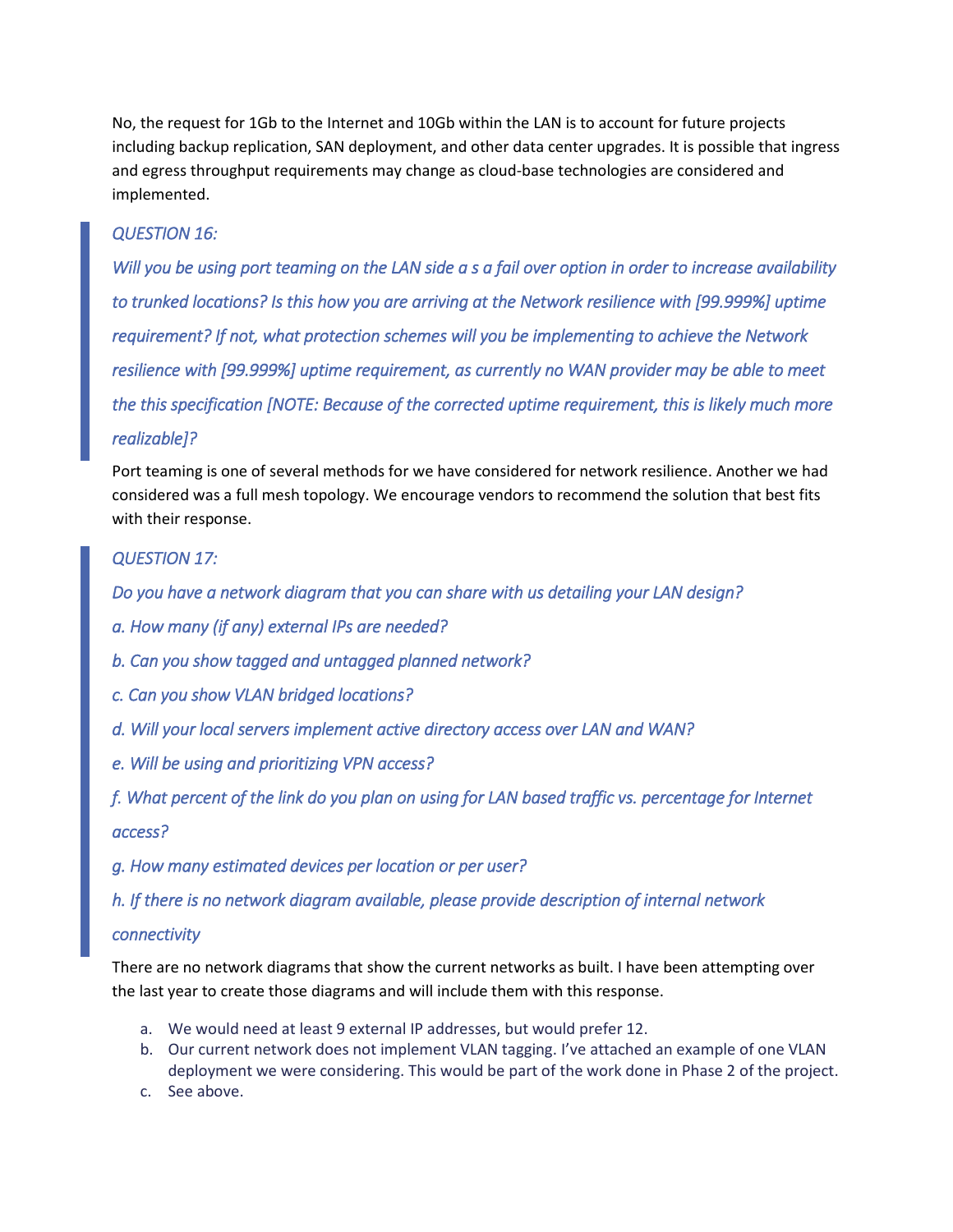No, the request for 1Gb to the Internet and 10Gb within the LAN is to account for future projects including backup replication, SAN deployment, and other data center upgrades. It is possible that ingress and egress throughput requirements may change as cloud-base technologies are considered and implemented.

> *QUESTION 16:*
>
> *Will you be using port teaming on the LAN side a s a fail over option in order to increase availability to trunked locations? Is this how you are arriving at the Network resilience with [99.999%] uptime requirement? If not, what protection schemes will you be implementing to achieve the Network resilience with [99.999%] uptime requirement, as currently no WAN provider may be able to meet the this specification [NOTE: Because of the corrected uptime requirement, this is likely much more realizable]?*

Port teaming is one of several methods for we have considered for network resilience. Another we had considered was a full mesh topology. We encourage vendors to recommend the solution that best fits with their response.

> *QUESTION 17:*
>
> *Do you have a network diagram that you can share with us detailing your LAN design?*
>
> *a. How many (if any) external IPs are needed?*
>
> *b. Can you show tagged and untagged planned network?*
>
> *c. Can you show VLAN bridged locations?*
>
> *d. Will your local servers implement active directory access over LAN and WAN?*
>
> *e. Will be using and prioritizing VPN access?*
>
> *f. What percent of the link do you plan on using for LAN based traffic vs. percentage for Internet access?*
>
> *g. How many estimated devices per location or per user?*
>
> *h. If there is no network diagram available, please provide description of internal network connectivity*

There are no network diagrams that show the current networks as built. I have been attempting over the last year to create those diagrams and will include them with this response.

a. We would need at least 9 external IP addresses, but would prefer 12.
b. Our current network does not implement VLAN tagging. I've attached an example of one VLAN deployment we were considering. This would be part of the work done in Phase 2 of the project.
c. See above.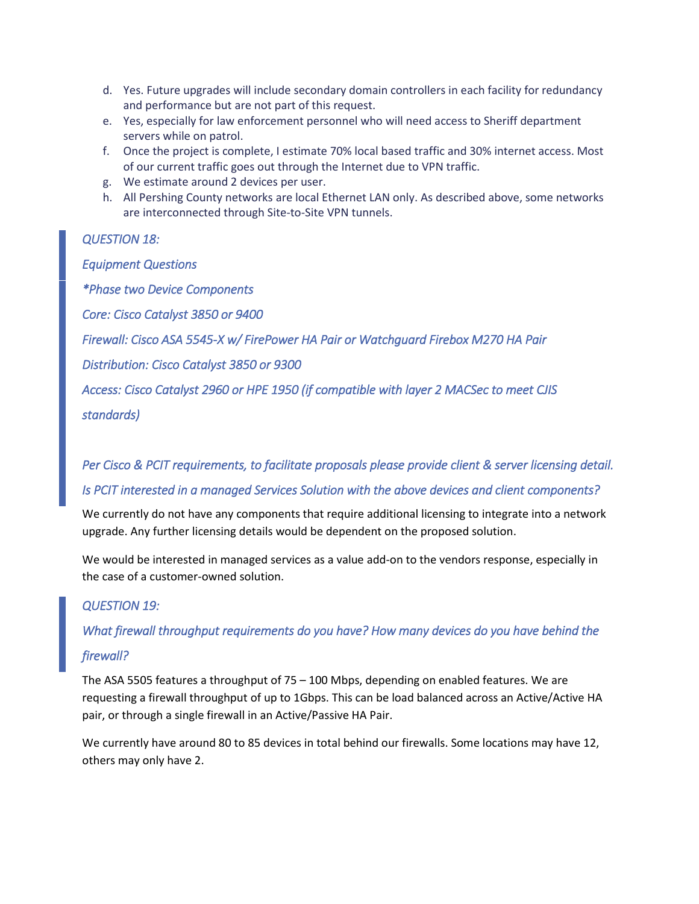d. Yes. Future upgrades will include secondary domain controllers in each facility for redundancy and performance but are not part of this request.
e. Yes, especially for law enforcement personnel who will need access to Sheriff department servers while on patrol.
f. Once the project is complete, I estimate 70% local based traffic and 30% internet access. Most of our current traffic goes out through the Internet due to VPN traffic.
g. We estimate around 2 devices per user.
h. All Pershing County networks are local Ethernet LAN only. As described above, some networks are interconnected through Site-to-Site VPN tunnels.

*QUESTION 18:*

*Equipment Questions*

*\*Phase two Device Components*

*Core: Cisco Catalyst 3850 or 9400*

*Firewall: Cisco ASA 5545-X w/ FirePower HA Pair or Watchguard Firebox M270 HA Pair*

*Distribution: Cisco Catalyst 3850 or 9300*

*Access: Cisco Catalyst 2960 or HPE 1950 (if compatible with layer 2 MACSec to meet CJIS standards)*

*Per Cisco & PCIT requirements, to facilitate proposals please provide client & server licensing detail.*

*Is PCIT interested in a managed Services Solution with the above devices and client components?*

We currently do not have any components that require additional licensing to integrate into a network upgrade. Any further licensing details would be dependent on the proposed solution.

We would be interested in managed services as a value add-on to the vendors response, especially in the case of a customer-owned solution.

*QUESTION 19:*

*What firewall throughput requirements do you have? How many devices do you have behind the firewall?*

The ASA 5505 features a throughput of 75 – 100 Mbps, depending on enabled features. We are requesting a firewall throughput of up to 1Gbps. This can be load balanced across an Active/Active HA pair, or through a single firewall in an Active/Passive HA Pair.

We currently have around 80 to 85 devices in total behind our firewalls. Some locations may have 12, others may only have 2.